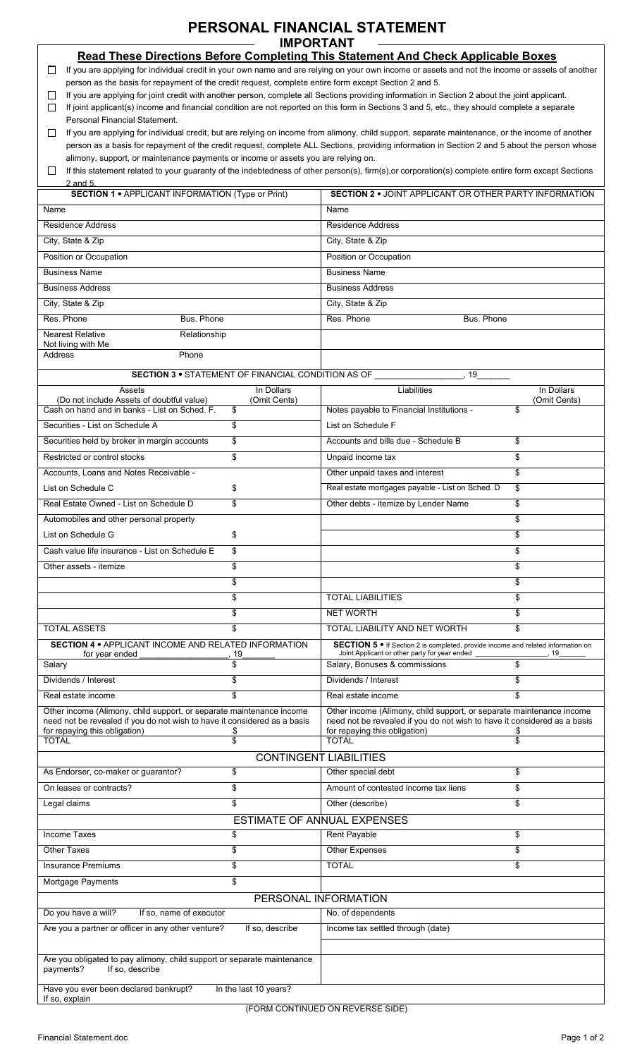# PERSONAL FINANCIAL STATEMENT

## IMPORTANT

### Read These Directions Before Completing This Statement And Check Applicable Boxes

- ☐ If you are applying for individual credit in your own name and are relying on your own income or assets and not the income or assets of another person as the basis for repayment of the credit request, complete entire form except Section 2 and 5.
- ☐ If you are applying for joint credit with another person, complete all Sections providing information in Section 2 about the joint applicant.
- ☐ If joint applicant(s) income and financial condition are not reported on this form in Sections 3 and 5, etc., they should complete a separate Personal Financial Statement.
- ☐ If you are applying for individual credit, but are relying on income from alimony, child support, separate maintenance, or the income of another person as a basis for repayment of the credit request, complete ALL Sections, providing information in Section 2 and 5 about the person whose alimony, support, or maintenance payments or income or assets you are relying on.
- ☐ If this statement related to your guaranty of the indebtedness of other person(s), firm(s),or corporation(s) complete entire form except Sections 2 and 5.

| SECTION 1 • APPLICANT INFORMATION (Type or Print) | | SECTION 2 • JOINT APPLICANT OR OTHER PARTY INFORMATION | |
|---|---|---|---|
| Name | | Name | |
| Residence Address | | Residence Address | |
| City, State & Zip | | City, State & Zip | |
| Position or Occupation | | Position or Occupation | |
| Business Name | | Business Name | |
| Business Address | | Business Address | |
| City, State & Zip | | City, State & Zip | |
| Res. Phone | Bus. Phone | Res. Phone | Bus. Phone |
| Nearest Relative Not living with Me | Relationship | | |
| Address | Phone | | |

**SECTION 3 • STATEMENT OF FINANCIAL CONDITION AS OF ________________, 19______**

| Assets (Do not include Assets of doubtful value) | In Dollars (Omit Cents) | Liabilities | In Dollars (Omit Cents) |
|---|---|---|---|
| Cash on hand and in banks - List on Sched. F. | $ | Notes payable to Financial Institutions - | $ |
| Securities - List on Schedule A | $ | List on Schedule F | |
| Securities held by broker in margin accounts | $ | Accounts and bills due - Schedule B | $ |
| Restricted or control stocks | $ | Unpaid income tax | $ |
| Accounts, Loans and Notes Receivable - | | Other unpaid taxes and interest | $ |
| List on Schedule C | $ | Real estate mortgages payable - List on Sched. D | $ |
| Real Estate Owned - List on Schedule D | $ | Other debts - itemize by Lender Name | $ |
| Automobiles and other personal property | | | $ |
| List on Schedule G | $ | | $ |
| Cash value life insurance - List on Schedule E | $ | | $ |
| Other assets - itemize | $ | | $ |
| | $ | | $ |
| | $ | TOTAL LIABILITIES | $ |
| | $ | NET WORTH | $ |
| TOTAL ASSETS | $ | TOTAL LIABILITY AND NET WORTH | $ |

| SECTION 4 • APPLICANT INCOME AND RELATED INFORMATION for year ended ________________, 19______ | | SECTION 5 • If Section 2 is completed, provide income and related information on Joint Applicant or other party for year ended ________________, 19______ | |
|---|---|---|---|
| Salary | $ | Salary, Bonuses & commissions | $ |
| Dividends / Interest | $ | Dividends / Interest | $ |
| Real estate income | $ | Real estate income | $ |
| Other income (Alimony, child support, or separate maintenance income need not be revealed if you do not wish to have it considered as a basis for repaying this obligation) | $ | Other income (Alimony, child support, or separate maintenance income need not be revealed if you do not wish to have it considered as a basis for repaying this obligation) | $ |
| TOTAL | $ | TOTAL | $ |

**CONTINGENT LIABILITIES**

| | | | |
|---|---|---|---|
| As Endorser, co-maker or guarantor? | $ | Other special debt | $ |
| On leases or contracts? | $ | Amount of contested income tax liens | $ |
| Legal claims | $ | Other (describe) | $ |

**ESTIMATE OF ANNUAL EXPENSES**

| | | | |
|---|---|---|---|
| Income Taxes | $ | Rent Payable | $ |
| Other Taxes | $ | Other Expenses | $ |
| Insurance Premiums | $ | TOTAL | $ |
| Mortgage Payments | $ | | |

**PERSONAL INFORMATION**

| | |
|---|---|
| Do you have a will? If so, name of executor | No. of dependents |
| Are you a partner or officer in any other venture? If so, describe | Income tax settled through (date) |
| Are you obligated to pay alimony, child support or separate maintenance payments? If so, describe | |
| Have you ever been declared bankrupt? In the last 10 years? If so, explain | |

(FORM CONTINUED ON REVERSE SIDE)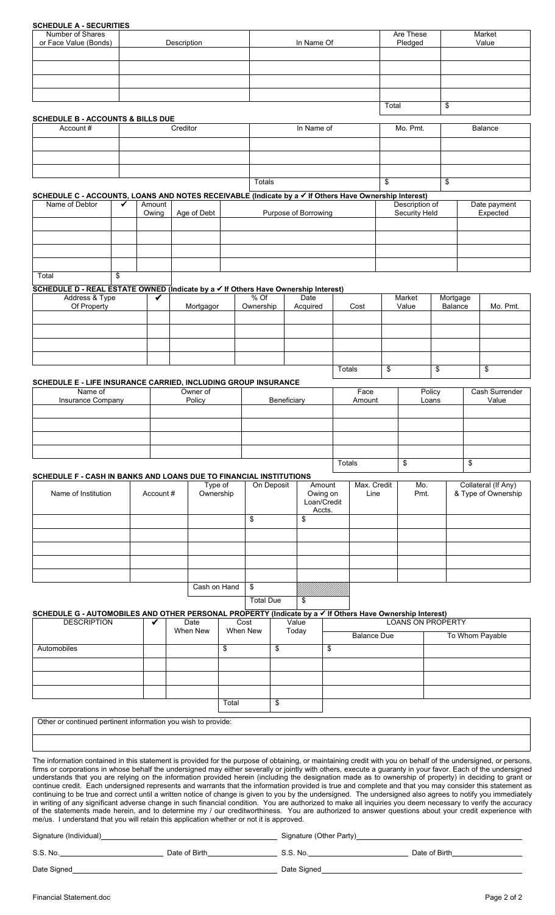## SCHEDULE A - SECURITIES

| Number of Shares or Face Value (Bonds) | Description | In Name Of | Are These Pledged | Market Value |
|---|---|---|---|---|
| | | | | |
| | | | | |
| | | | | |
| | | | | |
| | | | Total | $ |

## SCHEDULE B - ACCOUNTS & BILLS DUE

| Account # | Creditor | In Name of | Mo. Pmt. | Balance |
|---|---|---|---|---|
| | | | | |
| | | | | |
| | | | | |
| | | Totals | $ | $ |

## SCHEDULE C - ACCOUNTS, LOANS AND NOTES RECEIVABLE (Indicate by a ✔ If Others Have Ownership Interest)

| Name of Debtor | ✔ | Amount Owing | Age of Debt | Purpose of Borrowing | Description of Security Held | Date payment Expected |
|---|---|---|---|---|---|---|
| | | | | | | |
| | | | | | | |
| | | | | | | |
| | | | | | | |
| Total | $ | | | | | |

## SCHEDULE D - REAL ESTATE OWNED (Indicate by a ✔ If Others Have Ownership Interest)

| Address & Type Of Property | ✔ | Mortgagor | % Of Ownership | Date Acquired | Cost | Market Value | Mortgage Balance | Mo. Pmt. |
|---|---|---|---|---|---|---|---|---|
| | | | | | | | | |
| | | | | | | | | |
| | | | | | | | | |
| | | | | | | | | |
| | | | | | Totals | $ | $ | $ |

## SCHEDULE E - LIFE INSURANCE CARRIED, INCLUDING GROUP INSURANCE

| Name of Insurance Company | Owner of Policy | Beneficiary | Face Amount | Policy Loans | Cash Surrender Value |
|---|---|---|---|---|---|
| | | | | | |
| | | | | | |
| | | | | | |
| | | | | | |
| | | | Totals | $ | $ |

## SCHEDULE F - CASH IN BANKS AND LOANS DUE TO FINANCIAL INSTITUTIONS

| Name of Institution | Account # | Type of Ownership | On Deposit | Amount Owing on Loan/Credit Accts. | Max. Credit Line | Mo. Pmt. | Collateral (If Any) & Type of Ownership |
|---|---|---|---|---|---|---|---|
| | | | $ | $ | | | |
| | | | | | | | |
| | | | | | | | |
| | | | | | | | |
| | | | | | | | |
| | | Cash on Hand | $ | | | | |
| | | | Total Due | $ | | | |

## SCHEDULE G - AUTOMOBILES AND OTHER PERSONAL PROPERTY (Indicate by a ✔ If Others Have Ownership Interest)

| DESCRIPTION | ✔ | Date When New | Cost When New | Value Today | LOANS ON PROPERTY | |
|---|---|---|---|---|---|---|
| | | | | | Balance Due | To Whom Payable |
| Automobiles | | | $ | $ | $ | |
| | | | | | | |
| | | | | | | |
| | | | | | | |
| | | | Total | $ | | |

Other or continued pertinent information you wish to provide:

The information contained in this statement is provided for the purpose of obtaining, or maintaining credit with you on behalf of the undersigned, or persons, firms or corporations in whose behalf the undersigned may either severally or jointly with others, execute a guaranty in your favor. Each of the undersigned understands that you are relying on the information provided herein (including the designation made as to ownership of property) in deciding to grant or continue credit. Each undersigned represents and warrants that the information provided is true and complete and that you may consider this statement as continuing to be true and correct until a written notice of change is given to you by the undersigned. The undersigned also agrees to notify you immediately in writing of any significant adverse change in such financial condition. You are authorized to make all inquiries you deem necessary to verify the accuracy of the statements made herein, and to determine my / our creditworthiness. You are authorized to answer questions about your credit experience with me/us. I understand that you will retain this application whether or not it is approved.

Signature (Individual)________________________ Signature (Other Party)________________________

S.S. No.____________ Date of Birth____________ S.S. No.____________ Date of Birth____________

Date Signed________________________ Date Signed________________________

Financial Statement.doc